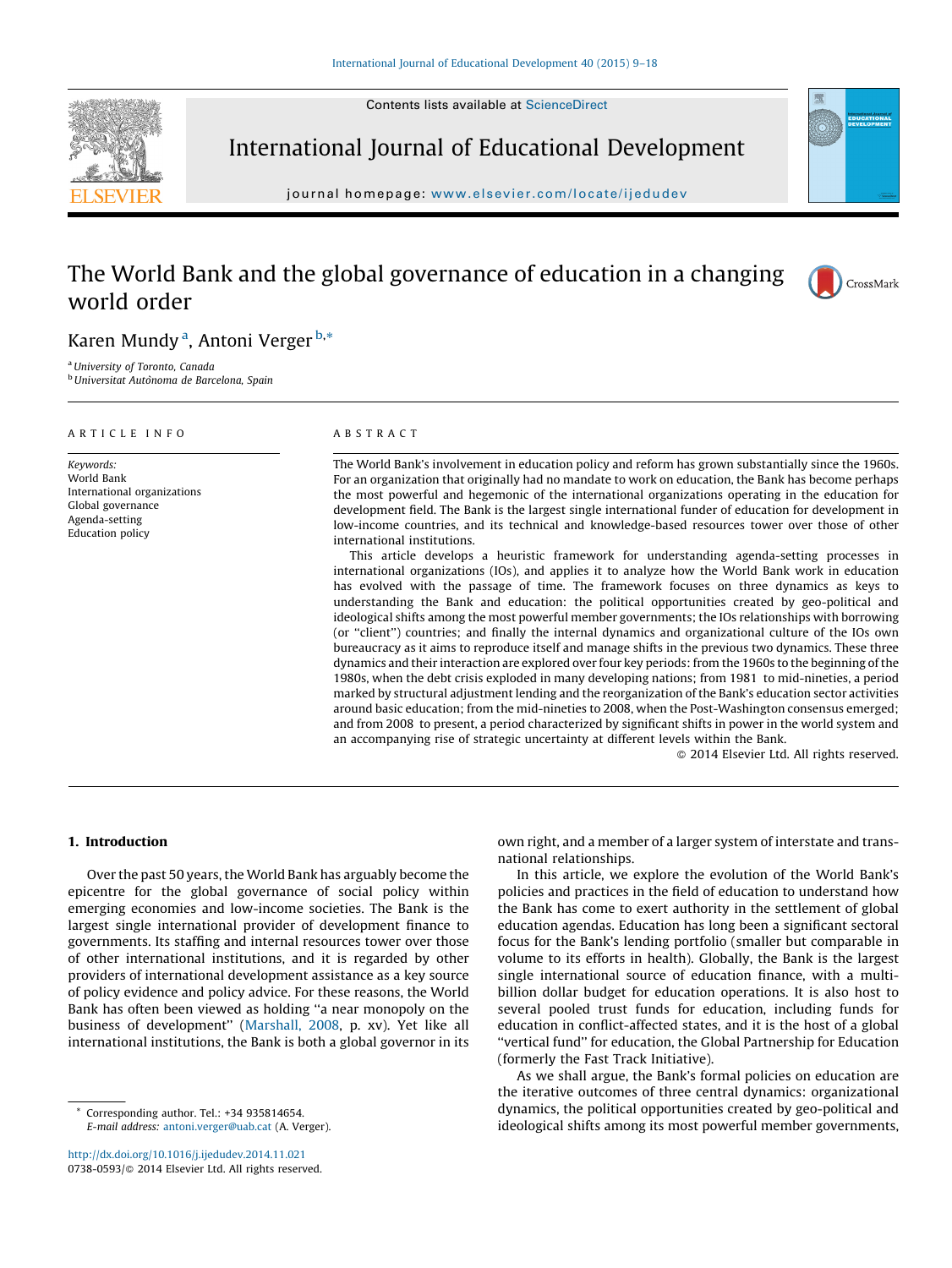# The World Bank and the global governance of education in a changing world order

Karen Mundy [a], Antoni Verger [b,*]

[a] University of Toronto, Canada
[b] Universitat Autònoma de Barcelona, Spain

**ARTICLE INFO**

*Keywords:*
World Bank
International organizations
Global governance
Agenda-setting
Education policy

**ABSTRACT**

The World Bank's involvement in education policy and reform has grown substantially since the 1960s. For an organization that originally had no mandate to work on education, the Bank has become perhaps the most powerful and hegemonic of the international organizations operating in the education for development field. The Bank is the largest single international funder of education for development in low-income countries, and its technical and knowledge-based resources tower over those of other international institutions.

This article develops a heuristic framework for understanding agenda-setting processes in international organizations (IOs), and applies it to analyze how the World Bank work in education has evolved with the passage of time. The framework focuses on three dynamics as keys to understanding the Bank and education: the political opportunities created by geo-political and ideological shifts among the most powerful member governments; the IOs relationships with borrowing (or "client") countries; and finally the internal dynamics and organizational culture of the IOs own bureaucracy as it aims to reproduce itself and manage shifts in the previous two dynamics. These three dynamics and their interaction are explored over four key periods: from the 1960s to the beginning of the 1980s, when the debt crisis exploded in many developing nations; from 1981 to mid-nineties, a period marked by structural adjustment lending and the reorganization of the Bank's education sector activities around basic education; from the mid-nineties to 2008, when the Post-Washington consensus emerged; and from 2008 to present, a period characterized by significant shifts in power in the world system and an accompanying rise of strategic uncertainty at different levels within the Bank.

© 2014 Elsevier Ltd. All rights reserved.

## 1. Introduction

Over the past 50 years, the World Bank has arguably become the epicentre for the global governance of social policy within emerging economies and low-income societies. The Bank is the largest single international provider of development finance to governments. Its staffing and internal resources tower over those of other international institutions, and it is regarded by other providers of international development assistance as a key source of policy evidence and policy advice. For these reasons, the World Bank has often been viewed as holding "a near monopoly on the business of development" (Marshall, 2008, p. xv). Yet like all international institutions, the Bank is both a global governor in its own right, and a member of a larger system of interstate and transnational relationships.

In this article, we explore the evolution of the World Bank's policies and practices in the field of education to understand how the Bank has come to exert authority in the settlement of global education agendas. Education has long been a significant sectoral focus for the Bank's lending portfolio (smaller but comparable in volume to its efforts in health). Globally, the Bank is the largest single international source of education finance, with a multi-billion dollar budget for education operations. It is also host to several pooled trust funds for education, including funds for education in conflict-affected states, and it is the host of a global "vertical fund" for education, the Global Partnership for Education (formerly the Fast Track Initiative).

As we shall argue, the Bank's formal policies on education are the iterative outcomes of three central dynamics: organizational dynamics, the political opportunities created by geo-political and ideological shifts among its most powerful member governments,

---

* Corresponding author. Tel.: +34 935814654.
*E-mail address:* antoni.verger@uab.cat (A. Verger).

http://dx.doi.org/10.1016/j.ijedudev.2014.11.021
0738-0593/© 2014 Elsevier Ltd. All rights reserved.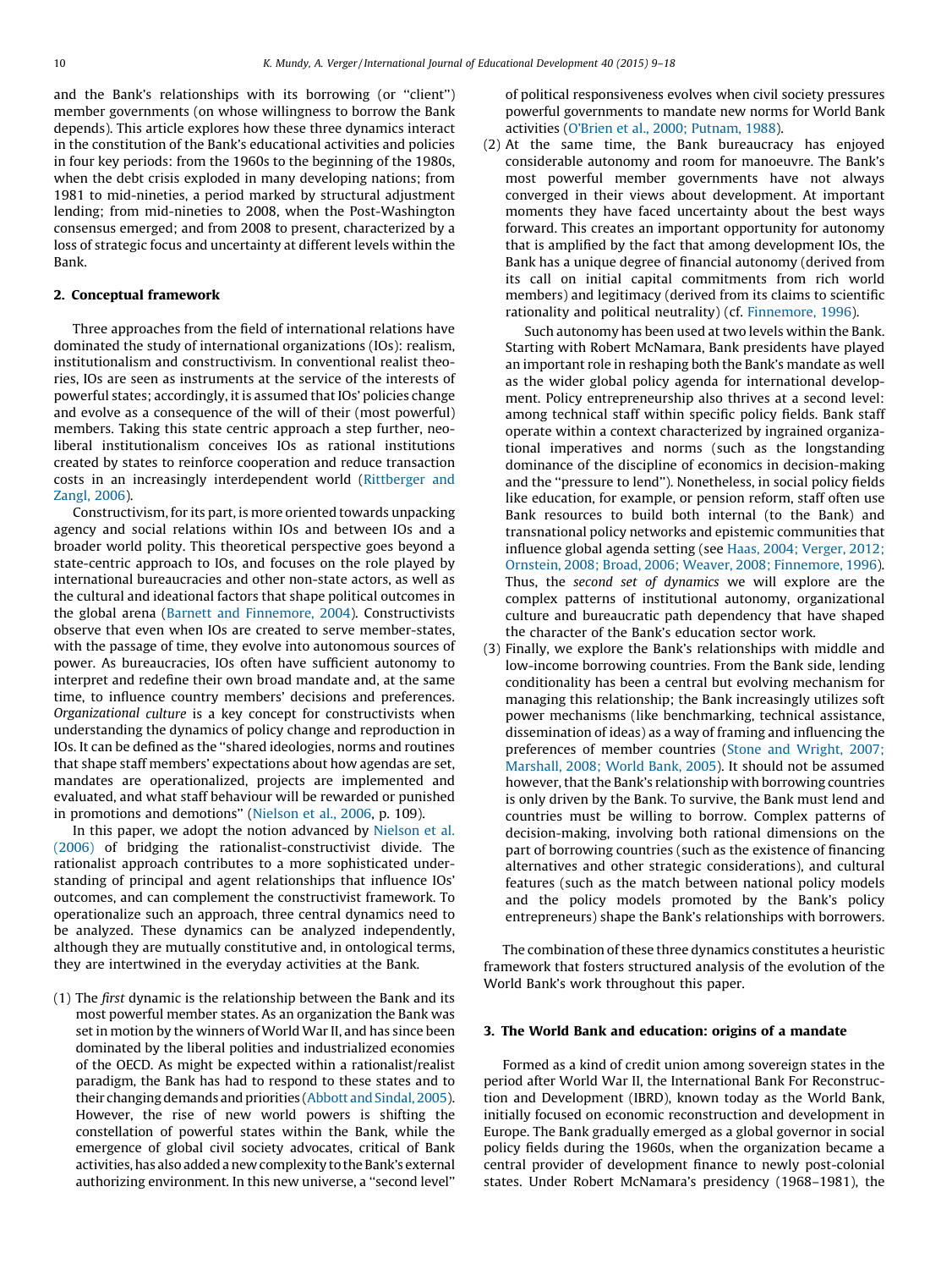and the Bank's relationships with its borrowing (or ''client'') member governments (on whose willingness to borrow the Bank depends). This article explores how these three dynamics interact in the constitution of the Bank's educational activities and policies in four key periods: from the 1960s to the beginning of the 1980s, when the debt crisis exploded in many developing nations; from 1981 to mid-nineties, a period marked by structural adjustment lending; from mid-nineties to 2008, when the Post-Washington consensus emerged; and from 2008 to present, characterized by a loss of strategic focus and uncertainty at different levels within the Bank.

## 2. Conceptual framework

Three approaches from the field of international relations have dominated the study of international organizations (IOs): realism, institutionalism and constructivism. In conventional realist theories, IOs are seen as instruments at the service of the interests of powerful states; accordingly, it is assumed that IOs' policies change and evolve as a consequence of the will of their (most powerful) members. Taking this state centric approach a step further, neo-liberal institutionalism conceives IOs as rational institutions created by states to reinforce cooperation and reduce transaction costs in an increasingly interdependent world (Rittberger and Zangl, 2006).

Constructivism, for its part, is more oriented towards unpacking agency and social relations within IOs and between IOs and a broader world polity. This theoretical perspective goes beyond a state-centric approach to IOs, and focuses on the role played by international bureaucracies and other non-state actors, as well as the cultural and ideational factors that shape political outcomes in the global arena (Barnett and Finnemore, 2004). Constructivists observe that even when IOs are created to serve member-states, with the passage of time, they evolve into autonomous sources of power. As bureaucracies, IOs often have sufficient autonomy to interpret and redefine their own broad mandate and, at the same time, to influence country members' decisions and preferences. *Organizational culture* is a key concept for constructivists when understanding the dynamics of policy change and reproduction in IOs. It can be defined as the ''shared ideologies, norms and routines that shape staff members' expectations about how agendas are set, mandates are operationalized, projects are implemented and evaluated, and what staff behaviour will be rewarded or punished in promotions and demotions'' (Nielson et al., 2006, p. 109).

In this paper, we adopt the notion advanced by Nielson et al. (2006) of bridging the rationalist-constructivist divide. The rationalist approach contributes to a more sophisticated understanding of principal and agent relationships that influence IOs' outcomes, and can complement the constructivist framework. To operationalize such an approach, three central dynamics need to be analyzed. These dynamics can be analyzed independently, although they are mutually constitutive and, in ontological terms, they are intertwined in the everyday activities at the Bank.

(1) The *first* dynamic is the relationship between the Bank and its most powerful member states. As an organization the Bank was set in motion by the winners of World War II, and has since been dominated by the liberal polities and industrialized economies of the OECD. As might be expected within a rationalist/realist paradigm, the Bank has had to respond to these states and to their changing demands and priorities (Abbott and Sindal, 2005). However, the rise of new world powers is shifting the constellation of powerful states within the Bank, while the emergence of global civil society advocates, critical of Bank activities, has also added a new complexity to the Bank's external authorizing environment. In this new universe, a ''second level'' of political responsiveness evolves when civil society pressures powerful governments to mandate new norms for World Bank activities (O'Brien et al., 2000; Putnam, 1988).

(2) At the same time, the Bank bureaucracy has enjoyed considerable autonomy and room for manoeuvre. The Bank's most powerful member governments have not always converged in their views about development. At important moments they have faced uncertainty about the best ways forward. This creates an important opportunity for autonomy that is amplified by the fact that among development IOs, the Bank has a unique degree of financial autonomy (derived from its call on initial capital commitments from rich world members) and legitimacy (derived from its claims to scientific rationality and political neutrality) (cf. Finnemore, 1996).

    Such autonomy has been used at two levels within the Bank. Starting with Robert McNamara, Bank presidents have played an important role in reshaping both the Bank's mandate as well as the wider global policy agenda for international development. Policy entrepreneurship also thrives at a second level: among technical staff within specific policy fields. Bank staff operate within a context characterized by ingrained organizational imperatives and norms (such as the longstanding dominance of the discipline of economics in decision-making and the ''pressure to lend''). Nonetheless, in social policy fields like education, for example, or pension reform, staff often use Bank resources to build both internal (to the Bank) and transnational policy networks and epistemic communities that influence global agenda setting (see Haas, 2004; Verger, 2012; Ornstein, 2008; Broad, 2006; Weaver, 2008; Finnemore, 1996). Thus, the *second set of dynamics* we will explore are the complex patterns of institutional autonomy, organizational culture and bureaucratic path dependency that have shaped the character of the Bank's education sector work.

(3) Finally, we explore the Bank's relationships with middle and low-income borrowing countries. From the Bank side, lending conditionality has been a central but evolving mechanism for managing this relationship; the Bank increasingly utilizes soft power mechanisms (like benchmarking, technical assistance, dissemination of ideas) as a way of framing and influencing the preferences of member countries (Stone and Wright, 2007; Marshall, 2008; World Bank, 2005). It should not be assumed however, that the Bank's relationship with borrowing countries is only driven by the Bank. To survive, the Bank must lend and countries must be willing to borrow. Complex patterns of decision-making, involving both rational dimensions on the part of borrowing countries (such as the existence of financing alternatives and other strategic considerations), and cultural features (such as the match between national policy models and the policy models promoted by the Bank's policy entrepreneurs) shape the Bank's relationships with borrowers.

The combination of these three dynamics constitutes a heuristic framework that fosters structured analysis of the evolution of the World Bank's work throughout this paper.

## 3. The World Bank and education: origins of a mandate

Formed as a kind of credit union among sovereign states in the period after World War II, the International Bank For Reconstruction and Development (IBRD), known today as the World Bank, initially focused on economic reconstruction and development in Europe. The Bank gradually emerged as a global governor in social policy fields during the 1960s, when the organization became a central provider of development finance to newly post-colonial states. Under Robert McNamara's presidency (1968–1981), the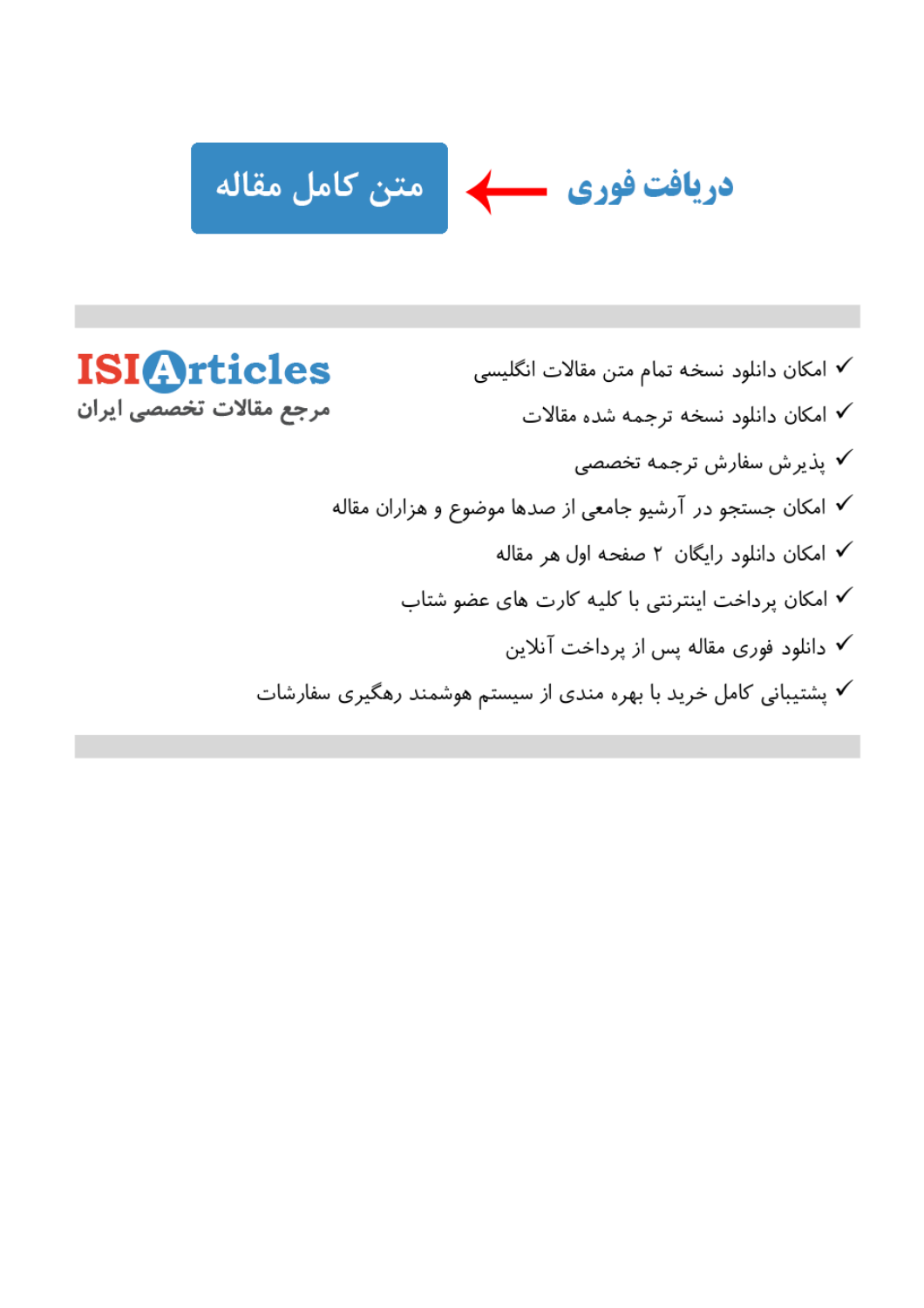دریافت فوری ← متن کامل مقاله

ISIArticles
مرجع مقالات تخصصی ایران

- ✓ امکان دانلود نسخه تمام متن مقالات انگلیسی
- ✓ امکان دانلود نسخه ترجمه شده مقالات
- ✓ پذیرش سفارش ترجمه تخصصی
- ✓ امکان جستجو در آرشیو جامعی از صدها موضوع و هزاران مقاله
- ✓ امکان دانلود رایگان ۲ صفحه اول هر مقاله
- ✓ امکان پرداخت اینترنتی با کلیه کارت های عضو شتاب
- ✓ دانلود فوری مقاله پس از پرداخت آنلاین
- ✓ پشتیبانی کامل خرید با بهره مندی از سیستم هوشمند رهگیری سفارشات